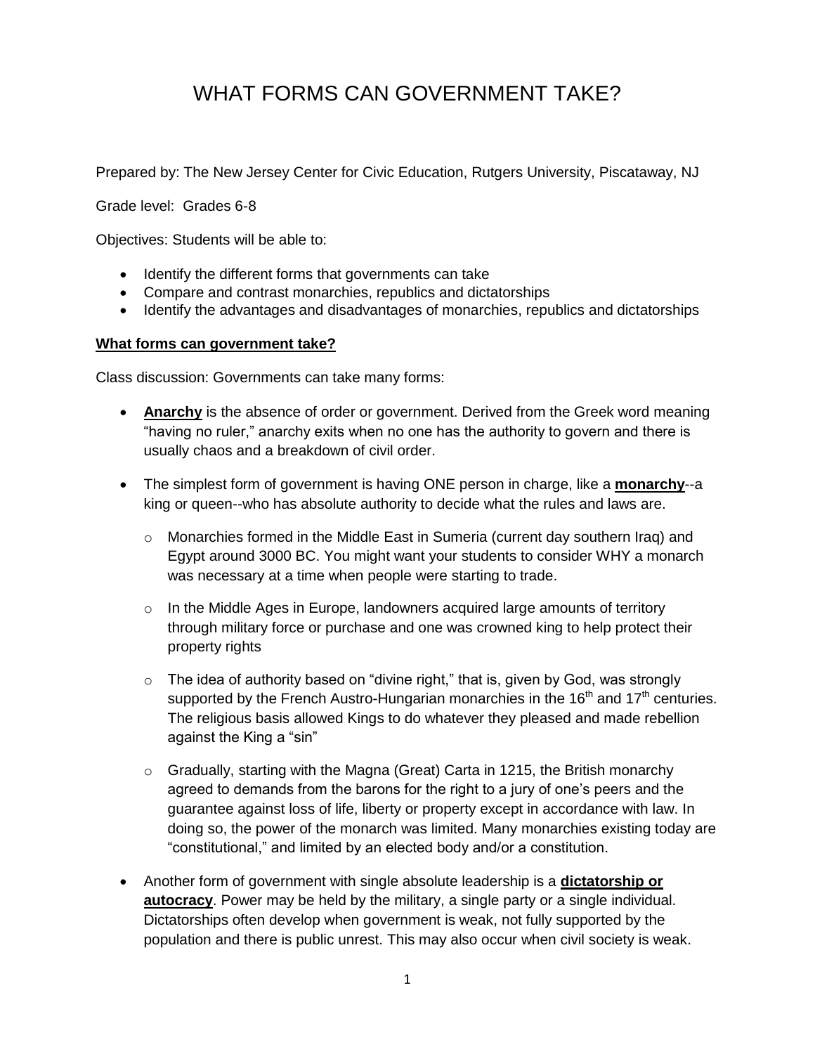# WHAT FORMS CAN GOVERNMENT TAKE?

Prepared by: The New Jersey Center for Civic Education, Rutgers University, Piscataway, NJ

Grade level: Grades 6-8

Objectives: Students will be able to:

- Identify the different forms that governments can take
- Compare and contrast monarchies, republics and dictatorships
- Identify the advantages and disadvantages of monarchies, republics and dictatorships

**What forms can government take?**

Class discussion: Governments can take many forms:

- **Anarchy** is the absence of order or government. Derived from the Greek word meaning "having no ruler," anarchy exits when no one has the authority to govern and there is usually chaos and a breakdown of civil order.

- The simplest form of government is having ONE person in charge, like a **monarchy**--a king or queen--who has absolute authority to decide what the rules and laws are.

  - Monarchies formed in the Middle East in Sumeria (current day southern Iraq) and Egypt around 3000 BC. You might want your students to consider WHY a monarch was necessary at a time when people were starting to trade.

  - In the Middle Ages in Europe, landowners acquired large amounts of territory through military force or purchase and one was crowned king to help protect their property rights

  - The idea of authority based on "divine right," that is, given by God, was strongly supported by the French Austro-Hungarian monarchies in the 16th and 17th centuries. The religious basis allowed Kings to do whatever they pleased and made rebellion against the King a "sin"

  - Gradually, starting with the Magna (Great) Carta in 1215, the British monarchy agreed to demands from the barons for the right to a jury of one's peers and the guarantee against loss of life, liberty or property except in accordance with law. In doing so, the power of the monarch was limited. Many monarchies existing today are "constitutional," and limited by an elected body and/or a constitution.

- Another form of government with single absolute leadership is a **dictatorship or autocracy**. Power may be held by the military, a single party or a single individual. Dictatorships often develop when government is weak, not fully supported by the population and there is public unrest. This may also occur when civil society is weak.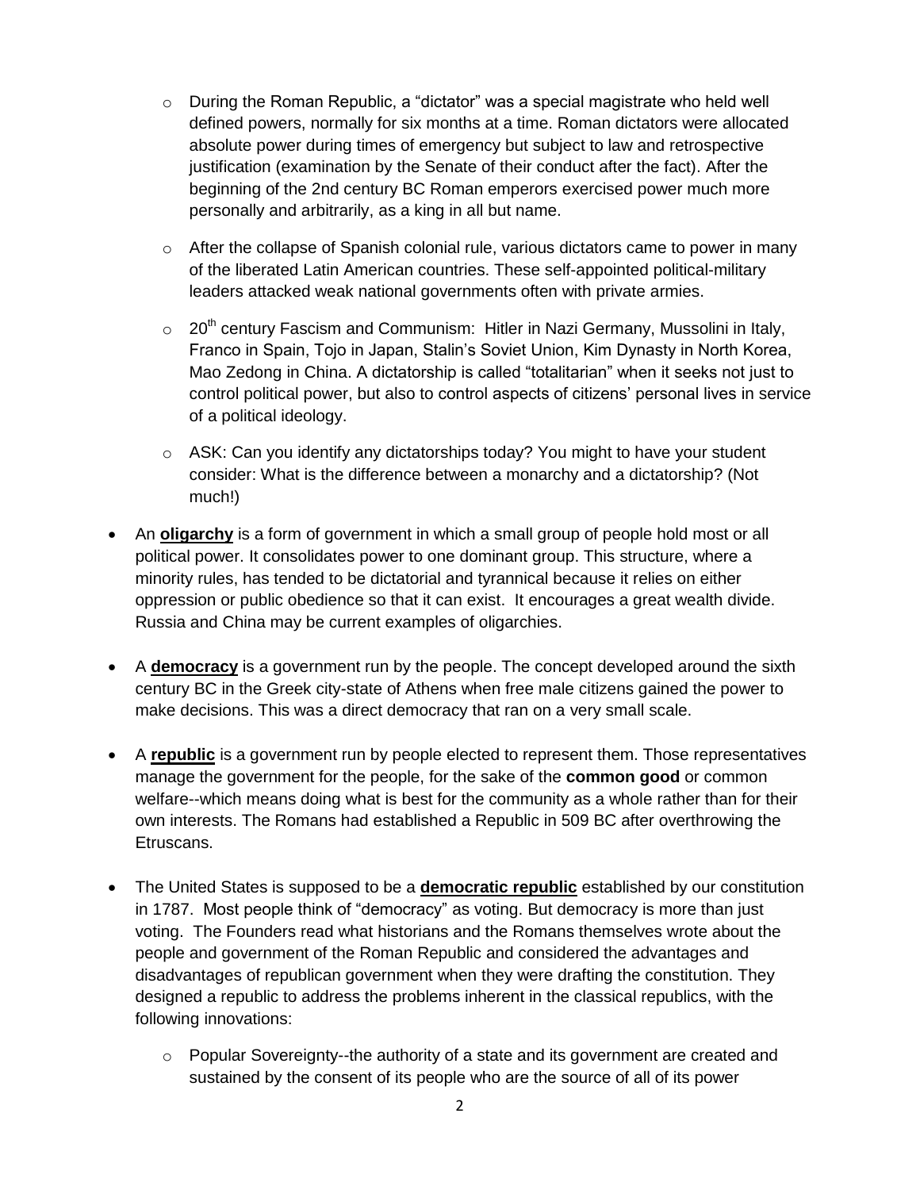- During the Roman Republic, a "dictator" was a special magistrate who held well defined powers, normally for six months at a time. Roman dictators were allocated absolute power during times of emergency but subject to law and retrospective justification (examination by the Senate of their conduct after the fact). After the beginning of the 2nd century BC Roman emperors exercised power much more personally and arbitrarily, as a king in all but name.
  - After the collapse of Spanish colonial rule, various dictators came to power in many of the liberated Latin American countries. These self-appointed political-military leaders attacked weak national governments often with private armies.
  - 20th century Fascism and Communism: Hitler in Nazi Germany, Mussolini in Italy, Franco in Spain, Tojo in Japan, Stalin's Soviet Union, Kim Dynasty in North Korea, Mao Zedong in China. A dictatorship is called "totalitarian" when it seeks not just to control political power, but also to control aspects of citizens' personal lives in service of a political ideology.
  - ASK: Can you identify any dictatorships today? You might to have your student consider: What is the difference between a monarchy and a dictatorship? (Not much!)

- An **oligarchy** is a form of government in which a small group of people hold most or all political power. It consolidates power to one dominant group. This structure, where a minority rules, has tended to be dictatorial and tyrannical because it relies on either oppression or public obedience so that it can exist. It encourages a great wealth divide. Russia and China may be current examples of oligarchies.

- A **democracy** is a government run by the people. The concept developed around the sixth century BC in the Greek city-state of Athens when free male citizens gained the power to make decisions. This was a direct democracy that ran on a very small scale.

- A **republic** is a government run by people elected to represent them. Those representatives manage the government for the people, for the sake of the **common good** or common welfare--which means doing what is best for the community as a whole rather than for their own interests. The Romans had established a Republic in 509 BC after overthrowing the Etruscans.

- The United States is supposed to be a **democratic republic** established by our constitution in 1787. Most people think of "democracy" as voting. But democracy is more than just voting. The Founders read what historians and the Romans themselves wrote about the people and government of the Roman Republic and considered the advantages and disadvantages of republican government when they were drafting the constitution. They designed a republic to address the problems inherent in the classical republics, with the following innovations:
  - Popular Sovereignty--the authority of a state and its government are created and sustained by the consent of its people who are the source of all of its power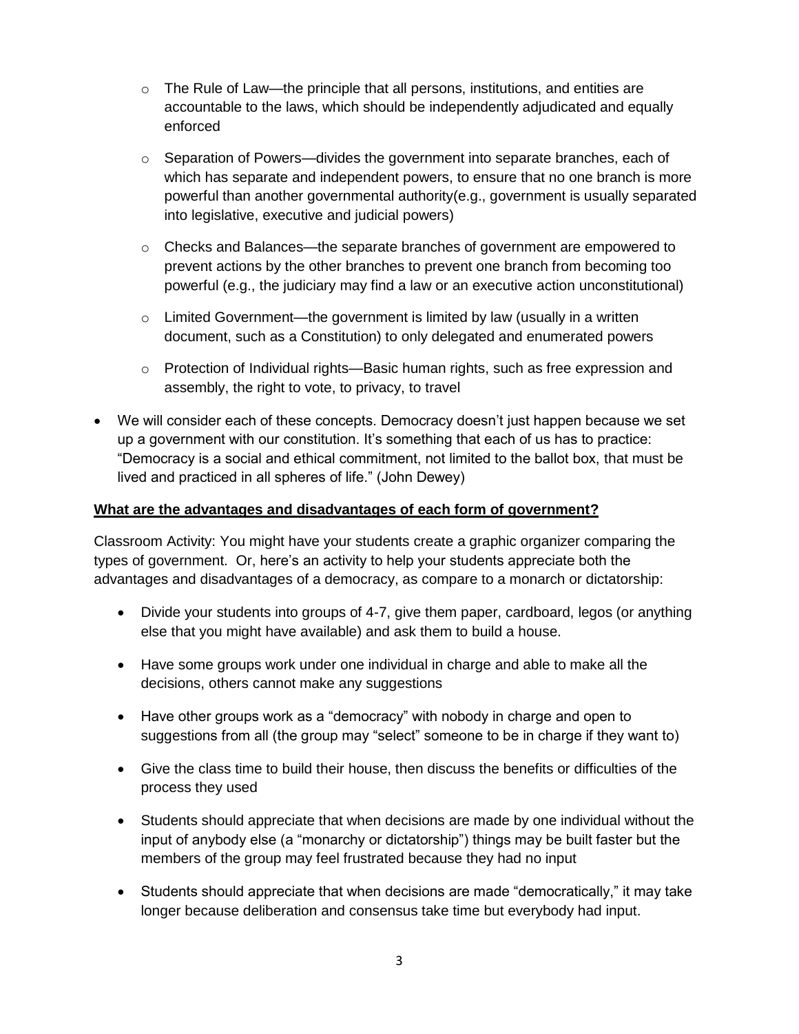- The Rule of Law—the principle that all persons, institutions, and entities are accountable to the laws, which should be independently adjudicated and equally enforced
  - Separation of Powers—divides the government into separate branches, each of which has separate and independent powers, to ensure that no one branch is more powerful than another governmental authority(e.g., government is usually separated into legislative, executive and judicial powers)
  - Checks and Balances—the separate branches of government are empowered to prevent actions by the other branches to prevent one branch from becoming too powerful (e.g., the judiciary may find a law or an executive action unconstitutional)
  - Limited Government—the government is limited by law (usually in a written document, such as a Constitution) to only delegated and enumerated powers
  - Protection of Individual rights—Basic human rights, such as free expression and assembly, the right to vote, to privacy, to travel

- We will consider each of these concepts. Democracy doesn't just happen because we set up a government with our constitution. It's something that each of us has to practice: "Democracy is a social and ethical commitment, not limited to the ballot box, that must be lived and practiced in all spheres of life." (John Dewey)

**<u>What are the advantages and disadvantages of each form of government?</u>**

Classroom Activity: You might have your students create a graphic organizer comparing the types of government. Or, here's an activity to help your students appreciate both the advantages and disadvantages of a democracy, as compare to a monarch or dictatorship:

- Divide your students into groups of 4-7, give them paper, cardboard, legos (or anything else that you might have available) and ask them to build a house.
- Have some groups work under one individual in charge and able to make all the decisions, others cannot make any suggestions
- Have other groups work as a "democracy" with nobody in charge and open to suggestions from all (the group may "select" someone to be in charge if they want to)
- Give the class time to build their house, then discuss the benefits or difficulties of the process they used
- Students should appreciate that when decisions are made by one individual without the input of anybody else (a "monarchy or dictatorship") things may be built faster but the members of the group may feel frustrated because they had no input
- Students should appreciate that when decisions are made "democratically," it may take longer because deliberation and consensus take time but everybody had input.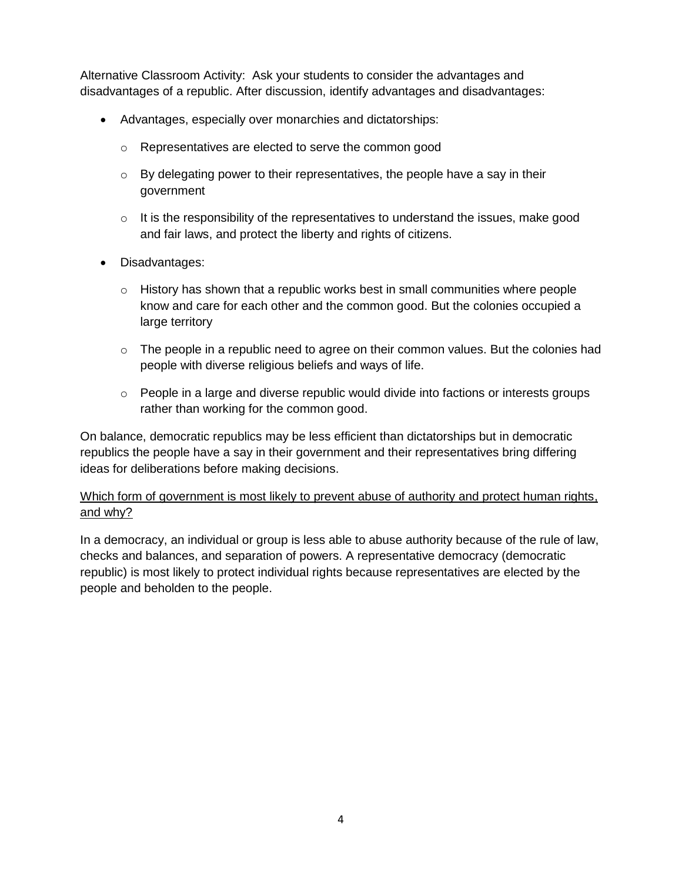Alternative Classroom Activity: Ask your students to consider the advantages and disadvantages of a republic. After discussion, identify advantages and disadvantages:

- Advantages, especially over monarchies and dictatorships:
  - Representatives are elected to serve the common good
  - By delegating power to their representatives, the people have a say in their government
  - It is the responsibility of the representatives to understand the issues, make good and fair laws, and protect the liberty and rights of citizens.
- Disadvantages:
  - History has shown that a republic works best in small communities where people know and care for each other and the common good. But the colonies occupied a large territory
  - The people in a republic need to agree on their common values. But the colonies had people with diverse religious beliefs and ways of life.
  - People in a large and diverse republic would divide into factions or interests groups rather than working for the common good.

On balance, democratic republics may be less efficient than dictatorships but in democratic republics the people have a say in their government and their representatives bring differing ideas for deliberations before making decisions.

<u>Which form of government is most likely to prevent abuse of authority and protect human rights, and why?</u>

In a democracy, an individual or group is less able to abuse authority because of the rule of law, checks and balances, and separation of powers. A representative democracy (democratic republic) is most likely to protect individual rights because representatives are elected by the people and beholden to the people.